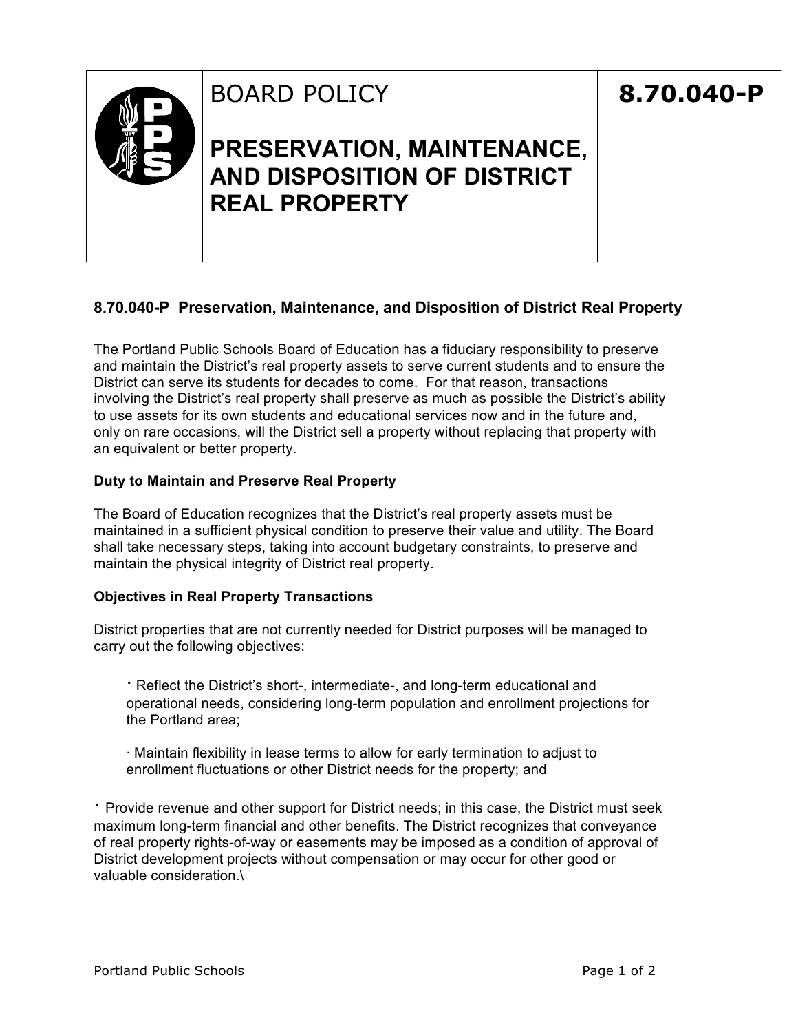# BOARD POLICY

# PRESERVATION, MAINTENANCE, AND DISPOSITION OF DISTRICT REAL PROPERTY

**8.70.040-P**

## 8.70.040-P Preservation, Maintenance, and Disposition of District Real Property

The Portland Public Schools Board of Education has a fiduciary responsibility to preserve and maintain the District's real property assets to serve current students and to ensure the District can serve its students for decades to come. For that reason, transactions involving the District's real property shall preserve as much as possible the District's ability to use assets for its own students and educational services now and in the future and, only on rare occasions, will the District sell a property without replacing that property with an equivalent or better property.

### Duty to Maintain and Preserve Real Property

The Board of Education recognizes that the District's real property assets must be maintained in a sufficient physical condition to preserve their value and utility. The Board shall take necessary steps, taking into account budgetary constraints, to preserve and maintain the physical integrity of District real property.

### Objectives in Real Property Transactions

District properties that are not currently needed for District purposes will be managed to carry out the following objectives:

- Reflect the District's short-, intermediate-, and long-term educational and operational needs, considering long-term population and enrollment projections for the Portland area;
- Maintain flexibility in lease terms to allow for early termination to adjust to enrollment fluctuations or other District needs for the property; and
- Provide revenue and other support for District needs; in this case, the District must seek maximum long-term financial and other benefits. The District recognizes that conveyance of real property rights-of-way or easements may be imposed as a condition of approval of District development projects without compensation or may occur for other good or valuable consideration.\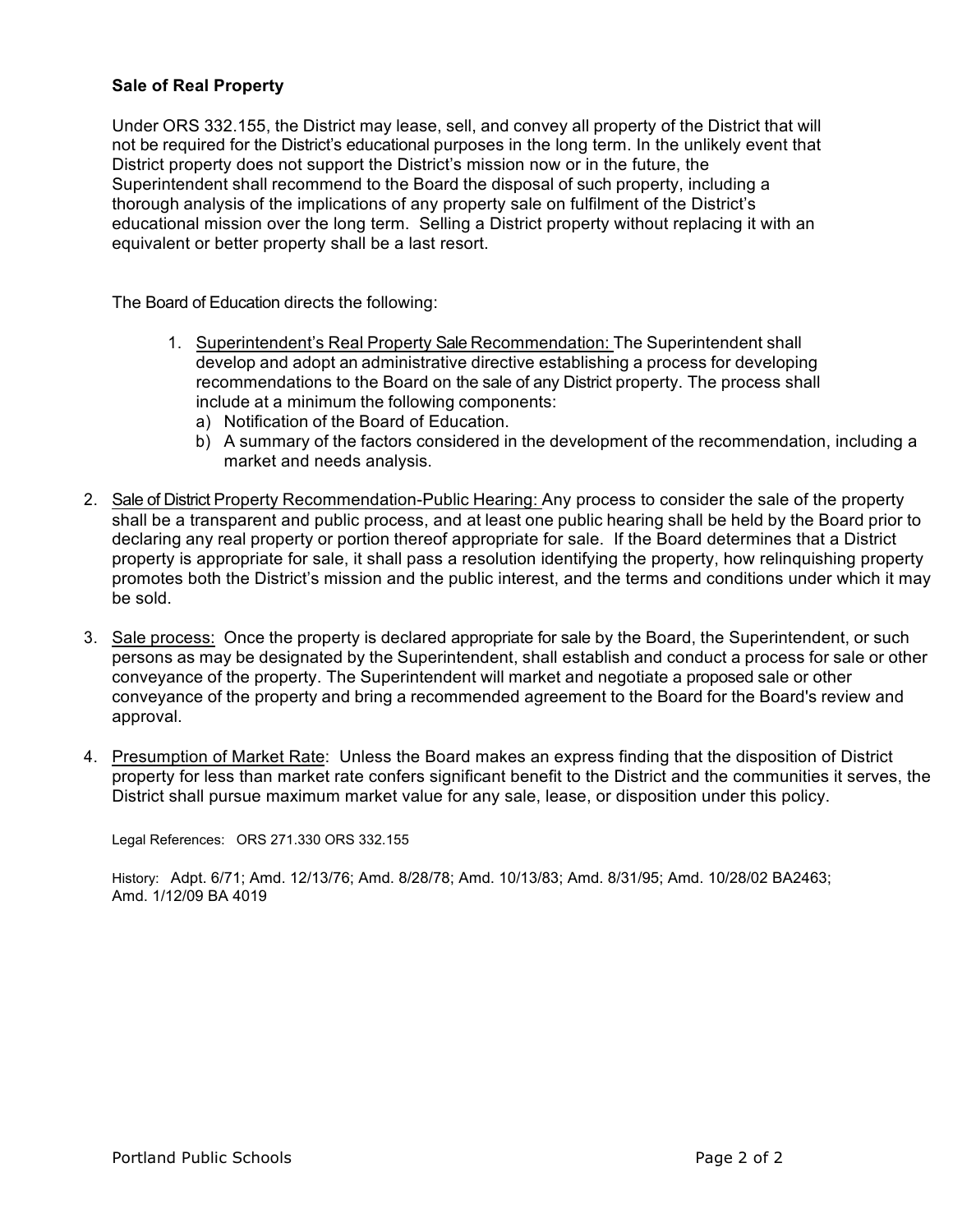**Sale of Real Property**

Under ORS 332.155, the District may lease, sell, and convey all property of the District that will not be required for the District's educational purposes in the long term. In the unlikely event that District property does not support the District's mission now or in the future, the Superintendent shall recommend to the Board the disposal of such property, including a thorough analysis of the implications of any property sale on fulfilment of the District's educational mission over the long term. Selling a District property without replacing it with an equivalent or better property shall be a last resort.

The Board of Education directs the following:

1. Superintendent's Real Property Sale Recommendation: The Superintendent shall develop and adopt an administrative directive establishing a process for developing recommendations to the Board on the sale of any District property. The process shall include at a minimum the following components:
   a) Notification of the Board of Education.
   b) A summary of the factors considered in the development of the recommendation, including a market and needs analysis.

2. Sale of District Property Recommendation-Public Hearing: Any process to consider the sale of the property shall be a transparent and public process, and at least one public hearing shall be held by the Board prior to declaring any real property or portion thereof appropriate for sale. If the Board determines that a District property is appropriate for sale, it shall pass a resolution identifying the property, how relinquishing property promotes both the District's mission and the public interest, and the terms and conditions under which it may be sold.

3. Sale process: Once the property is declared appropriate for sale by the Board, the Superintendent, or such persons as may be designated by the Superintendent, shall establish and conduct a process for sale or other conveyance of the property. The Superintendent will market and negotiate a proposed sale or other conveyance of the property and bring a recommended agreement to the Board for the Board's review and approval.

4. Presumption of Market Rate: Unless the Board makes an express finding that the disposition of District property for less than market rate confers significant benefit to the District and the communities it serves, the District shall pursue maximum market value for any sale, lease, or disposition under this policy.

Legal References: ORS 271.330 ORS 332.155

History: Adpt. 6/71; Amd. 12/13/76; Amd. 8/28/78; Amd. 10/13/83; Amd. 8/31/95; Amd. 10/28/02 BA2463; Amd. 1/12/09 BA 4019